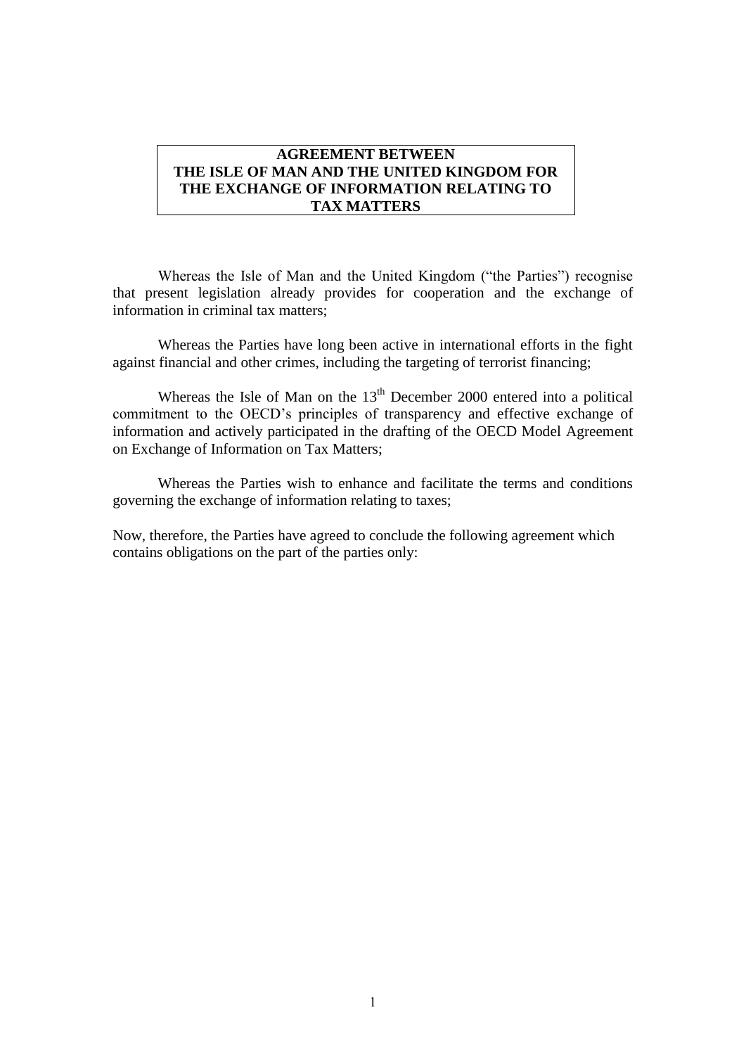# AGREEMENT BETWEEN THE ISLE OF MAN AND THE UNITED KINGDOM FOR THE EXCHANGE OF INFORMATION RELATING TO TAX MATTERS

Whereas the Isle of Man and the United Kingdom ("the Parties") recognise that present legislation already provides for cooperation and the exchange of information in criminal tax matters;

Whereas the Parties have long been active in international efforts in the fight against financial and other crimes, including the targeting of terrorist financing;

Whereas the Isle of Man on the 13th December 2000 entered into a political commitment to the OECD's principles of transparency and effective exchange of information and actively participated in the drafting of the OECD Model Agreement on Exchange of Information on Tax Matters;

Whereas the Parties wish to enhance and facilitate the terms and conditions governing the exchange of information relating to taxes;

Now, therefore, the Parties have agreed to conclude the following agreement which contains obligations on the part of the parties only: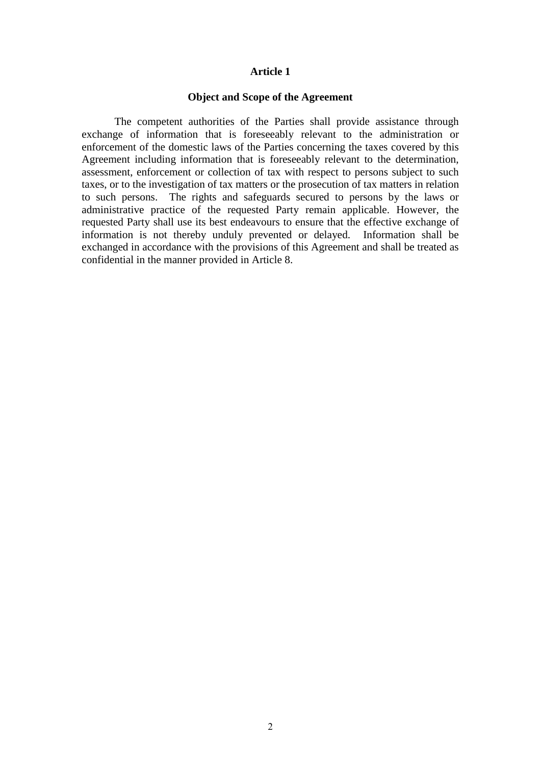## Article 1

### Object and Scope of the Agreement

The competent authorities of the Parties shall provide assistance through exchange of information that is foreseeably relevant to the administration or enforcement of the domestic laws of the Parties concerning the taxes covered by this Agreement including information that is foreseeably relevant to the determination, assessment, enforcement or collection of tax with respect to persons subject to such taxes, or to the investigation of tax matters or the prosecution of tax matters in relation to such persons. The rights and safeguards secured to persons by the laws or administrative practice of the requested Party remain applicable. However, the requested Party shall use its best endeavours to ensure that the effective exchange of information is not thereby unduly prevented or delayed. Information shall be exchanged in accordance with the provisions of this Agreement and shall be treated as confidential in the manner provided in Article 8.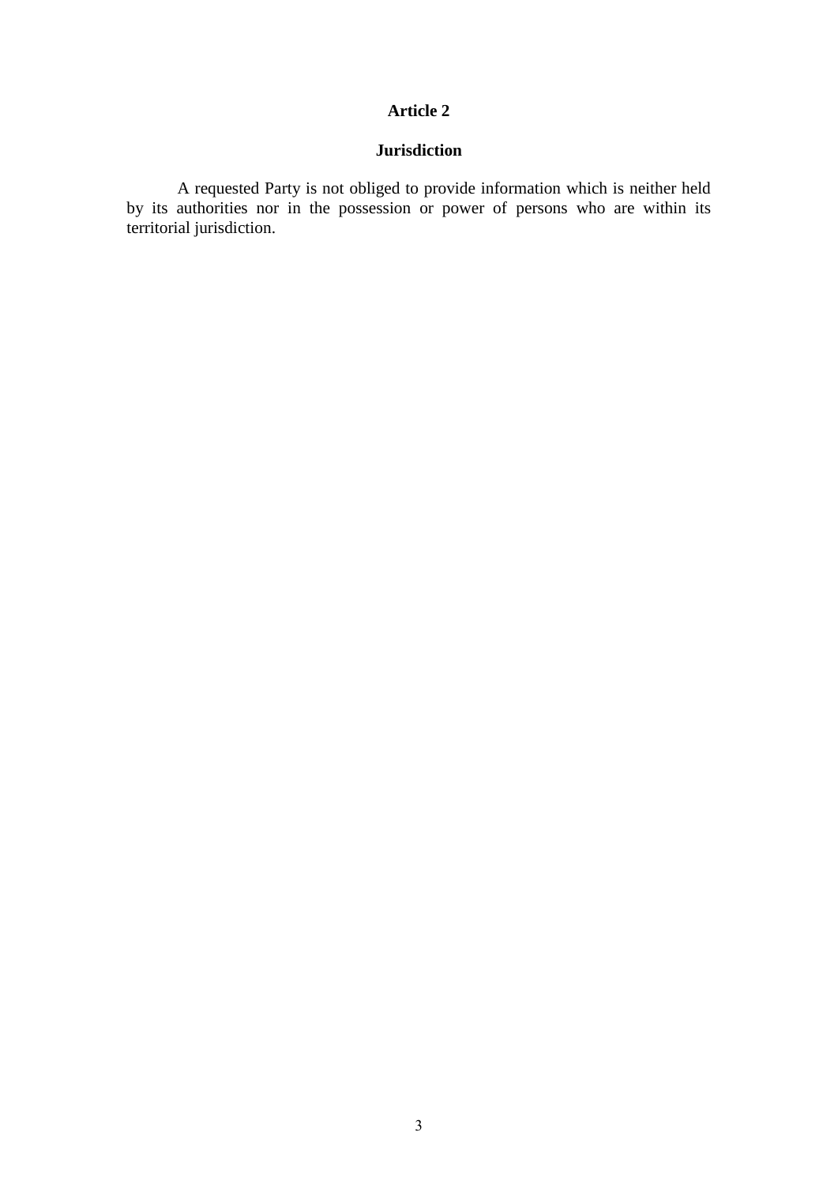## Article 2

### Jurisdiction

A requested Party is not obliged to provide information which is neither held by its authorities nor in the possession or power of persons who are within its territorial jurisdiction.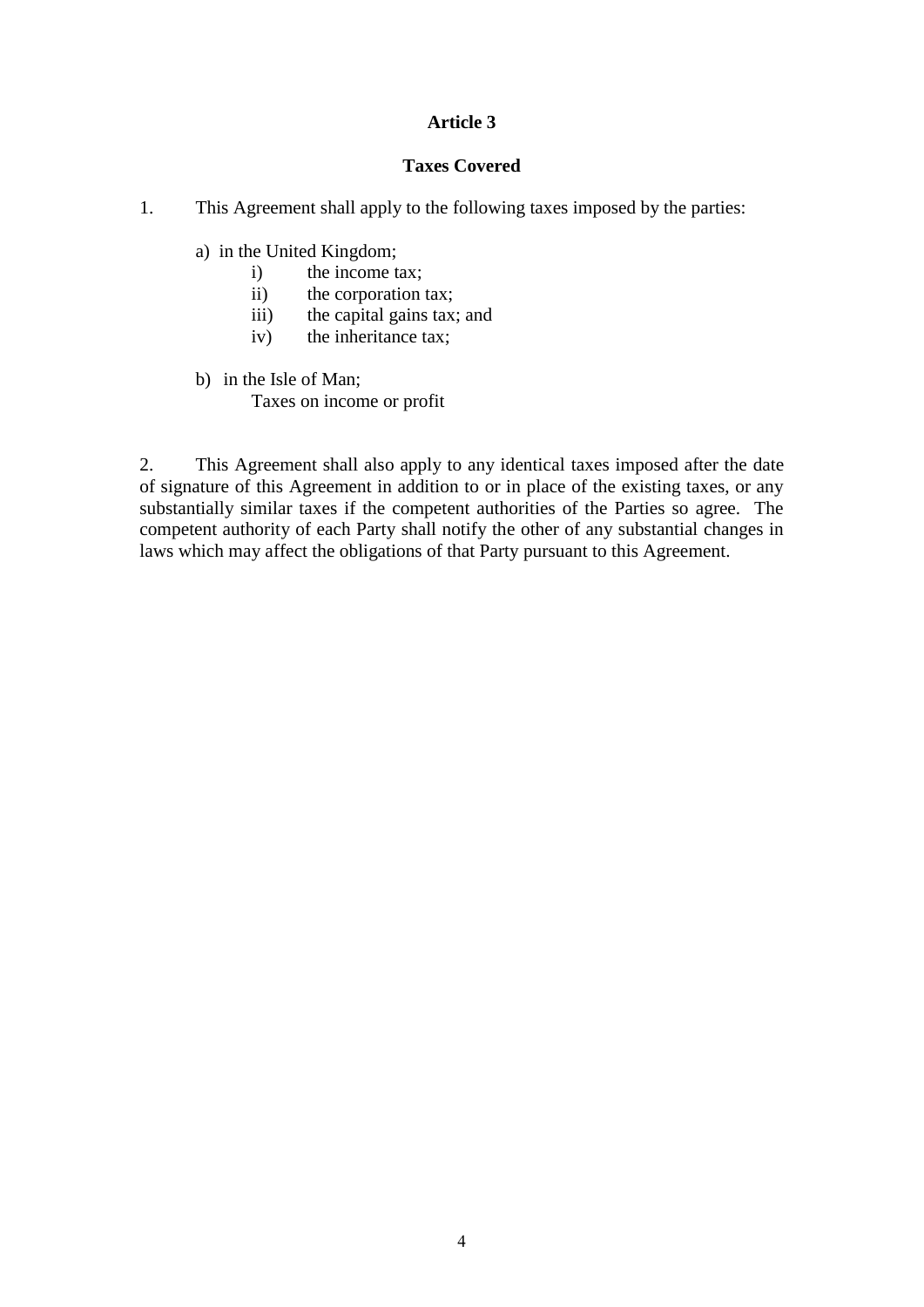## Article 3

### Taxes Covered

1. This Agreement shall apply to the following taxes imposed by the parties:

    a) in the United Kingdom;
        i) the income tax;
        ii) the corporation tax;
        iii) the capital gains tax; and
        iv) the inheritance tax;

    b) in the Isle of Man;
        Taxes on income or profit

2. This Agreement shall also apply to any identical taxes imposed after the date of signature of this Agreement in addition to or in place of the existing taxes, or any substantially similar taxes if the competent authorities of the Parties so agree. The competent authority of each Party shall notify the other of any substantial changes in laws which may affect the obligations of that Party pursuant to this Agreement.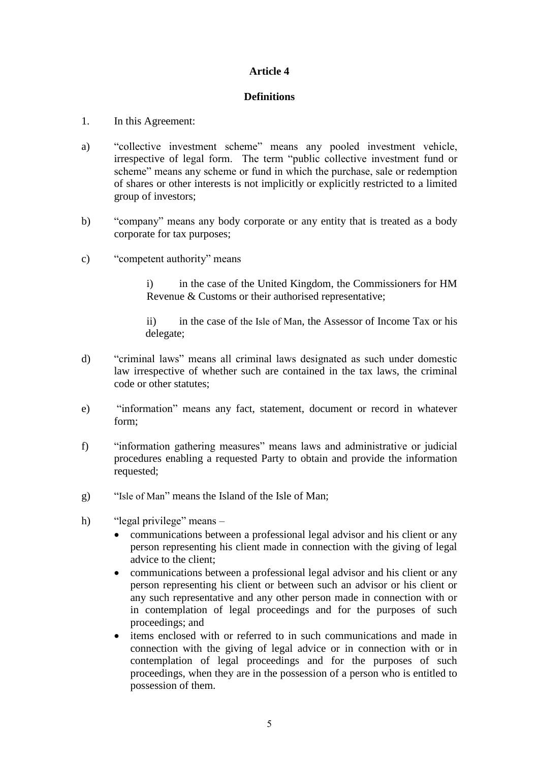**Article 4**

**Definitions**

1. In this Agreement:

a) "collective investment scheme" means any pooled investment vehicle, irrespective of legal form. The term "public collective investment fund or scheme" means any scheme or fund in which the purchase, sale or redemption of shares or other interests is not implicitly or explicitly restricted to a limited group of investors;

b) "company" means any body corporate or any entity that is treated as a body corporate for tax purposes;

c) "competent authority" means

   i) in the case of the United Kingdom, the Commissioners for HM Revenue & Customs or their authorised representative;

   ii) in the case of the Isle of Man, the Assessor of Income Tax or his delegate;

d) "criminal laws" means all criminal laws designated as such under domestic law irrespective of whether such are contained in the tax laws, the criminal code or other statutes;

e) "information" means any fact, statement, document or record in whatever form;

f) "information gathering measures" means laws and administrative or judicial procedures enabling a requested Party to obtain and provide the information requested;

g) "Isle of Man" means the Island of the Isle of Man;

h) "legal privilege" means –
- communications between a professional legal advisor and his client or any person representing his client made in connection with the giving of legal advice to the client;
- communications between a professional legal advisor and his client or any person representing his client or between such an advisor or his client or any such representative and any other person made in connection with or in contemplation of legal proceedings and for the purposes of such proceedings; and
- items enclosed with or referred to in such communications and made in connection with the giving of legal advice or in connection with or in contemplation of legal proceedings and for the purposes of such proceedings, when they are in the possession of a person who is entitled to possession of them.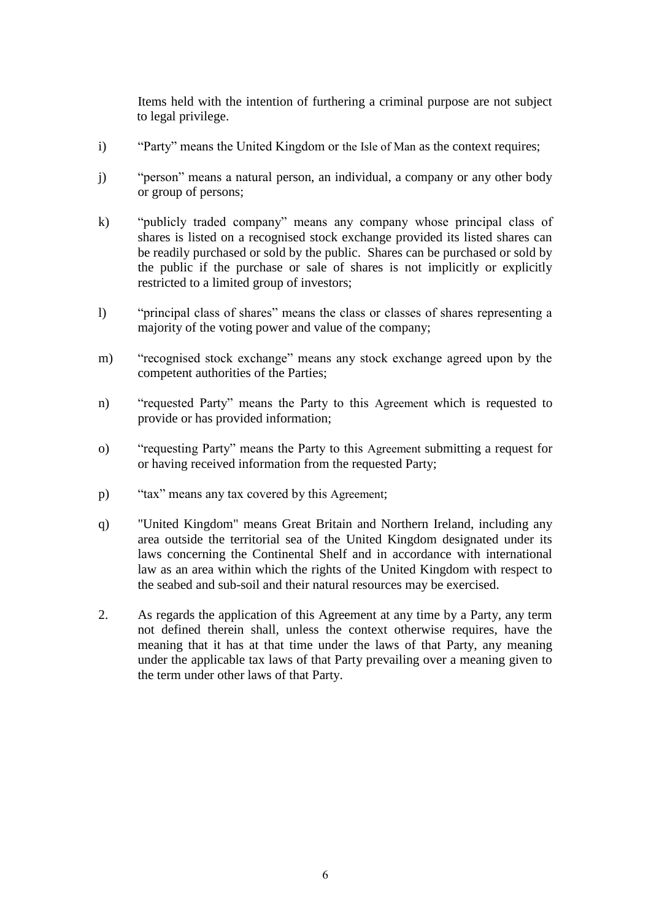Items held with the intention of furthering a criminal purpose are not subject to legal privilege.

i) "Party" means the United Kingdom or the Isle of Man as the context requires;

j) "person" means a natural person, an individual, a company or any other body or group of persons;

k) "publicly traded company" means any company whose principal class of shares is listed on a recognised stock exchange provided its listed shares can be readily purchased or sold by the public. Shares can be purchased or sold by the public if the purchase or sale of shares is not implicitly or explicitly restricted to a limited group of investors;

l) "principal class of shares" means the class or classes of shares representing a majority of the voting power and value of the company;

m) "recognised stock exchange" means any stock exchange agreed upon by the competent authorities of the Parties;

n) "requested Party" means the Party to this Agreement which is requested to provide or has provided information;

o) "requesting Party" means the Party to this Agreement submitting a request for or having received information from the requested Party;

p) "tax" means any tax covered by this Agreement;

q) "United Kingdom" means Great Britain and Northern Ireland, including any area outside the territorial sea of the United Kingdom designated under its laws concerning the Continental Shelf and in accordance with international law as an area within which the rights of the United Kingdom with respect to the seabed and sub-soil and their natural resources may be exercised.

2. As regards the application of this Agreement at any time by a Party, any term not defined therein shall, unless the context otherwise requires, have the meaning that it has at that time under the laws of that Party, any meaning under the applicable tax laws of that Party prevailing over a meaning given to the term under other laws of that Party.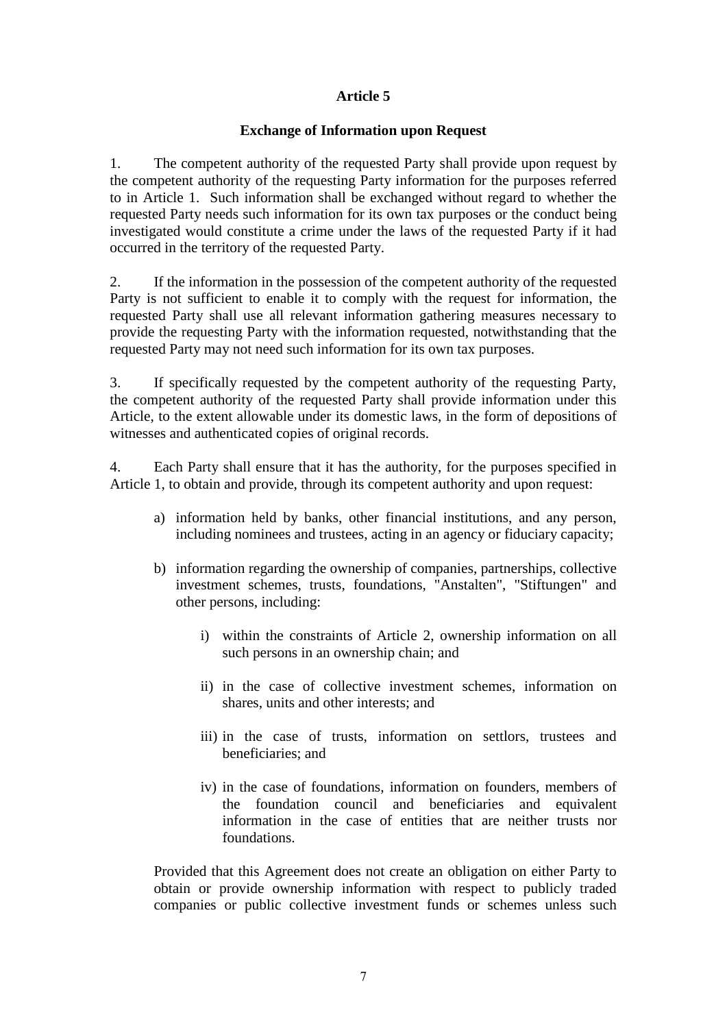## Article 5

### Exchange of Information upon Request

1. The competent authority of the requested Party shall provide upon request by the competent authority of the requesting Party information for the purposes referred to in Article 1. Such information shall be exchanged without regard to whether the requested Party needs such information for its own tax purposes or the conduct being investigated would constitute a crime under the laws of the requested Party if it had occurred in the territory of the requested Party.

2. If the information in the possession of the competent authority of the requested Party is not sufficient to enable it to comply with the request for information, the requested Party shall use all relevant information gathering measures necessary to provide the requesting Party with the information requested, notwithstanding that the requested Party may not need such information for its own tax purposes.

3. If specifically requested by the competent authority of the requesting Party, the competent authority of the requested Party shall provide information under this Article, to the extent allowable under its domestic laws, in the form of depositions of witnesses and authenticated copies of original records.

4. Each Party shall ensure that it has the authority, for the purposes specified in Article 1, to obtain and provide, through its competent authority and upon request:

a) information held by banks, other financial institutions, and any person, including nominees and trustees, acting in an agency or fiduciary capacity;

b) information regarding the ownership of companies, partnerships, collective investment schemes, trusts, foundations, "Anstalten", "Stiftungen" and other persons, including:

   i) within the constraints of Article 2, ownership information on all such persons in an ownership chain; and

   ii) in the case of collective investment schemes, information on shares, units and other interests; and

   iii) in the case of trusts, information on settlors, trustees and beneficiaries; and

   iv) in the case of foundations, information on founders, members of the foundation council and beneficiaries and equivalent information in the case of entities that are neither trusts nor foundations.

Provided that this Agreement does not create an obligation on either Party to obtain or provide ownership information with respect to publicly traded companies or public collective investment funds or schemes unless such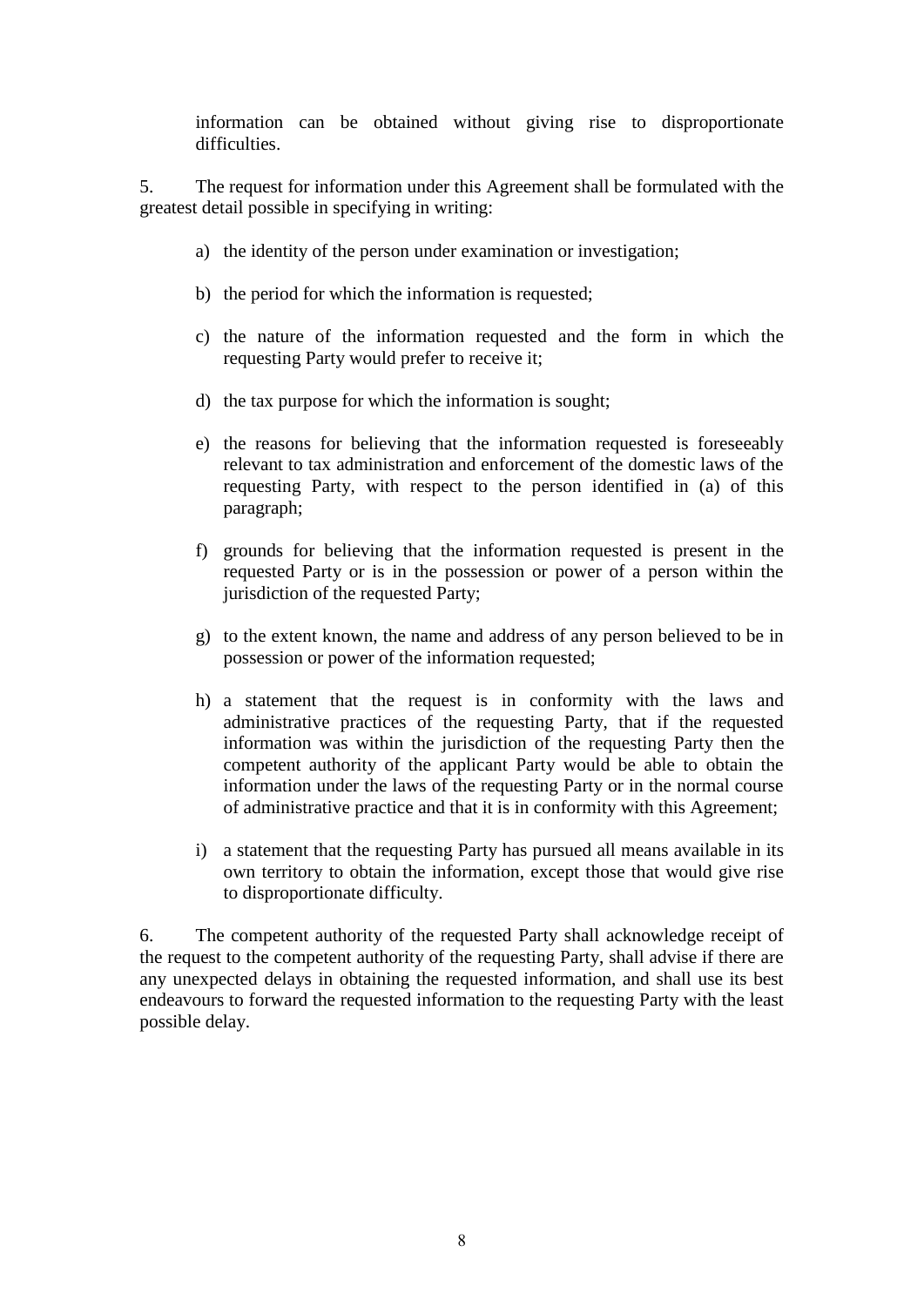information can be obtained without giving rise to disproportionate difficulties.

5. The request for information under this Agreement shall be formulated with the greatest detail possible in specifying in writing:

a) the identity of the person under examination or investigation;

b) the period for which the information is requested;

c) the nature of the information requested and the form in which the requesting Party would prefer to receive it;

d) the tax purpose for which the information is sought;

e) the reasons for believing that the information requested is foreseeably relevant to tax administration and enforcement of the domestic laws of the requesting Party, with respect to the person identified in (a) of this paragraph;

f) grounds for believing that the information requested is present in the requested Party or is in the possession or power of a person within the jurisdiction of the requested Party;

g) to the extent known, the name and address of any person believed to be in possession or power of the information requested;

h) a statement that the request is in conformity with the laws and administrative practices of the requesting Party, that if the requested information was within the jurisdiction of the requesting Party then the competent authority of the applicant Party would be able to obtain the information under the laws of the requesting Party or in the normal course of administrative practice and that it is in conformity with this Agreement;

i) a statement that the requesting Party has pursued all means available in its own territory to obtain the information, except those that would give rise to disproportionate difficulty.

6. The competent authority of the requested Party shall acknowledge receipt of the request to the competent authority of the requesting Party, shall advise if there are any unexpected delays in obtaining the requested information, and shall use its best endeavours to forward the requested information to the requesting Party with the least possible delay.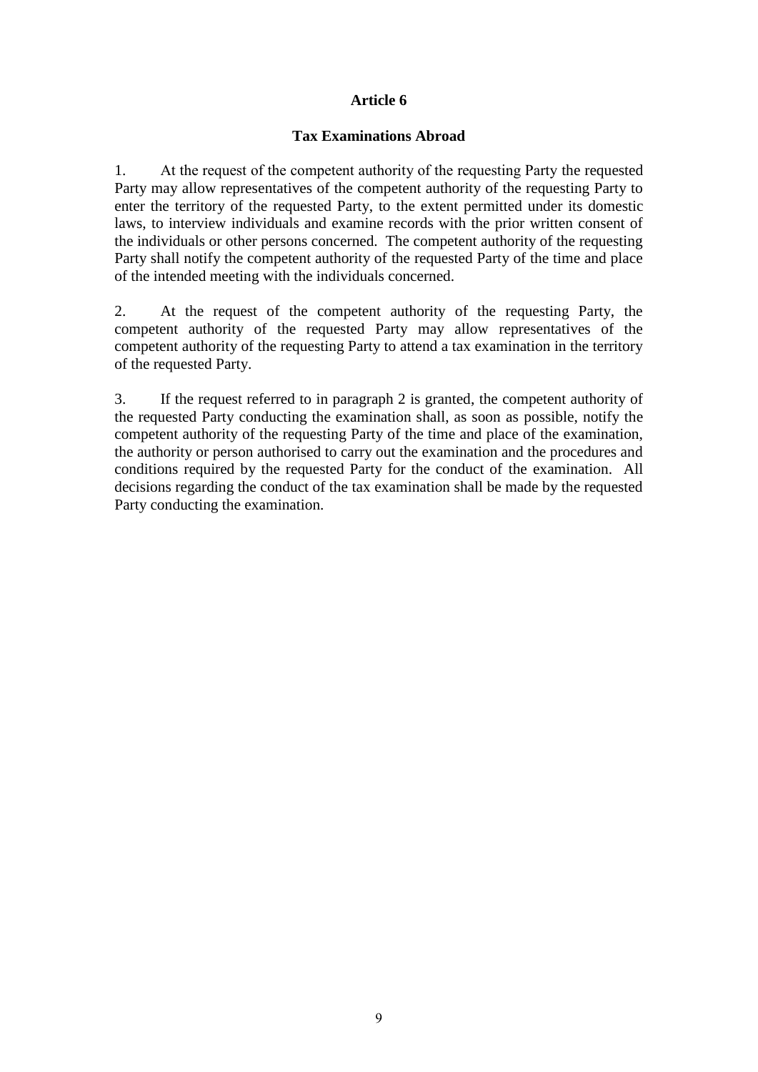## Article 6

### Tax Examinations Abroad

1. At the request of the competent authority of the requesting Party the requested Party may allow representatives of the competent authority of the requesting Party to enter the territory of the requested Party, to the extent permitted under its domestic laws, to interview individuals and examine records with the prior written consent of the individuals or other persons concerned. The competent authority of the requesting Party shall notify the competent authority of the requested Party of the time and place of the intended meeting with the individuals concerned.

2. At the request of the competent authority of the requesting Party, the competent authority of the requested Party may allow representatives of the competent authority of the requesting Party to attend a tax examination in the territory of the requested Party.

3. If the request referred to in paragraph 2 is granted, the competent authority of the requested Party conducting the examination shall, as soon as possible, notify the competent authority of the requesting Party of the time and place of the examination, the authority or person authorised to carry out the examination and the procedures and conditions required by the requested Party for the conduct of the examination. All decisions regarding the conduct of the tax examination shall be made by the requested Party conducting the examination.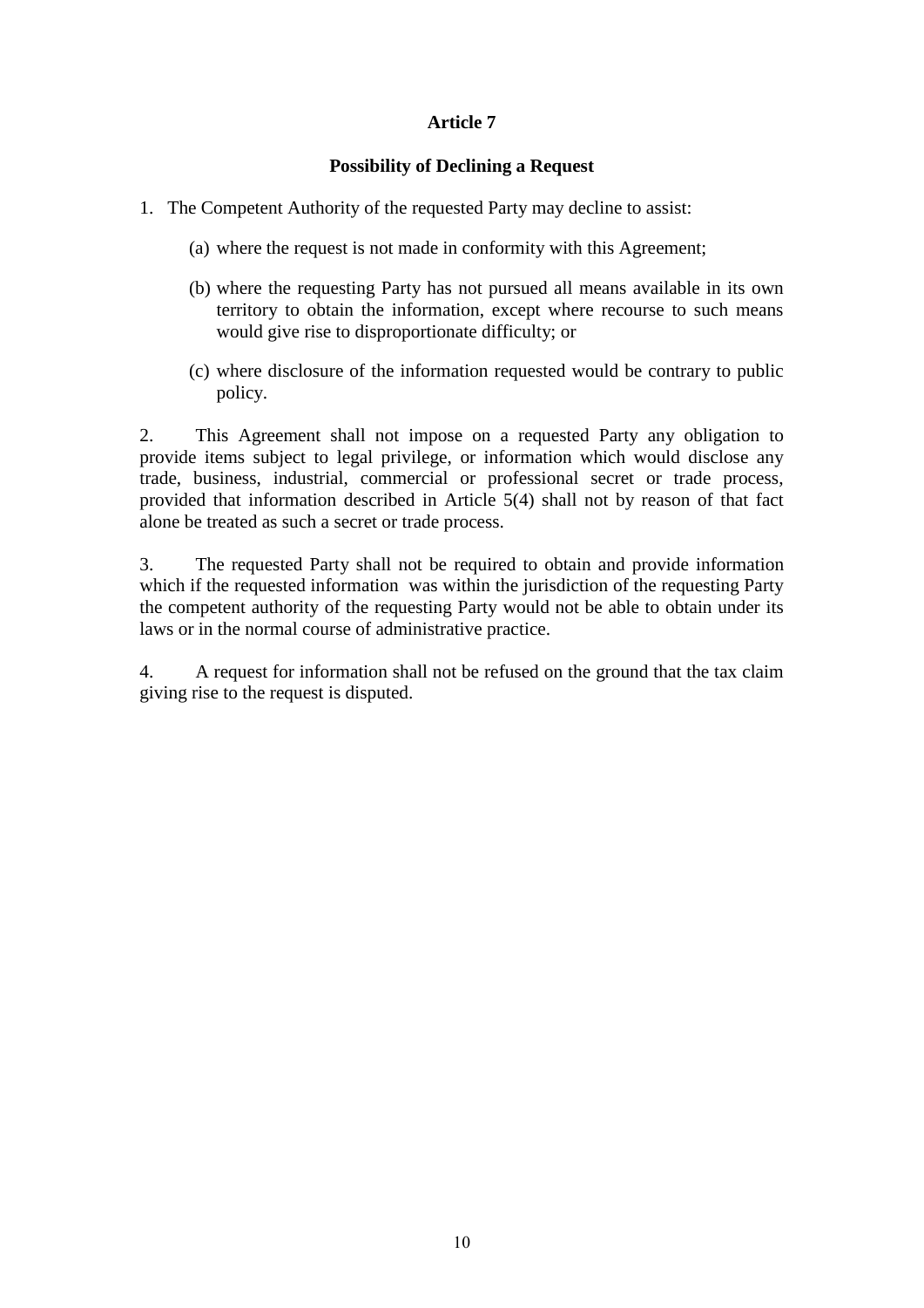## Article 7

### Possibility of Declining a Request

1. The Competent Authority of the requested Party may decline to assist:

   (a) where the request is not made in conformity with this Agreement;

   (b) where the requesting Party has not pursued all means available in its own territory to obtain the information, except where recourse to such means would give rise to disproportionate difficulty; or

   (c) where disclosure of the information requested would be contrary to public policy.

2. This Agreement shall not impose on a requested Party any obligation to provide items subject to legal privilege, or information which would disclose any trade, business, industrial, commercial or professional secret or trade process, provided that information described in Article 5(4) shall not by reason of that fact alone be treated as such a secret or trade process.

3. The requested Party shall not be required to obtain and provide information which if the requested information was within the jurisdiction of the requesting Party the competent authority of the requesting Party would not be able to obtain under its laws or in the normal course of administrative practice.

4. A request for information shall not be refused on the ground that the tax claim giving rise to the request is disputed.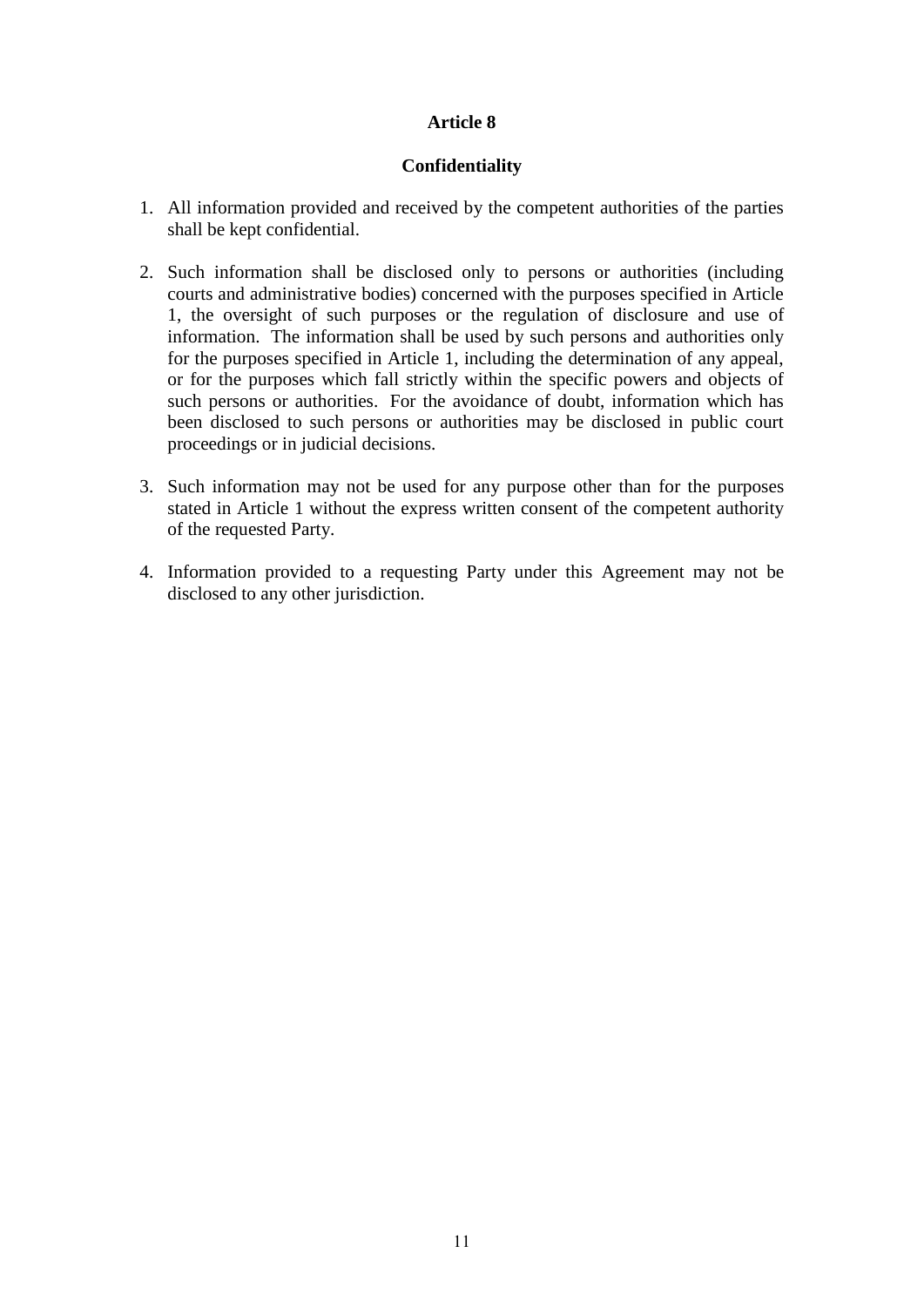## Article 8

### Confidentiality

1. All information provided and received by the competent authorities of the parties shall be kept confidential.

2. Such information shall be disclosed only to persons or authorities (including courts and administrative bodies) concerned with the purposes specified in Article 1, the oversight of such purposes or the regulation of disclosure and use of information. The information shall be used by such persons and authorities only for the purposes specified in Article 1, including the determination of any appeal, or for the purposes which fall strictly within the specific powers and objects of such persons or authorities. For the avoidance of doubt, information which has been disclosed to such persons or authorities may be disclosed in public court proceedings or in judicial decisions.

3. Such information may not be used for any purpose other than for the purposes stated in Article 1 without the express written consent of the competent authority of the requested Party.

4. Information provided to a requesting Party under this Agreement may not be disclosed to any other jurisdiction.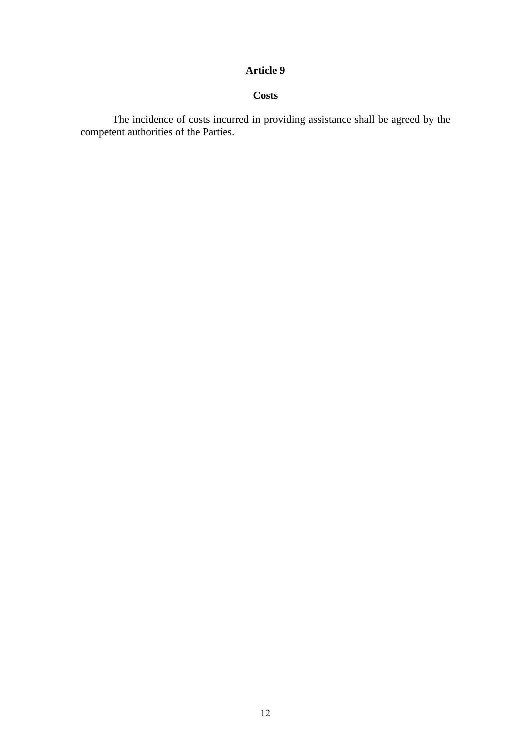## Article 9

### Costs

The incidence of costs incurred in providing assistance shall be agreed by the competent authorities of the Parties.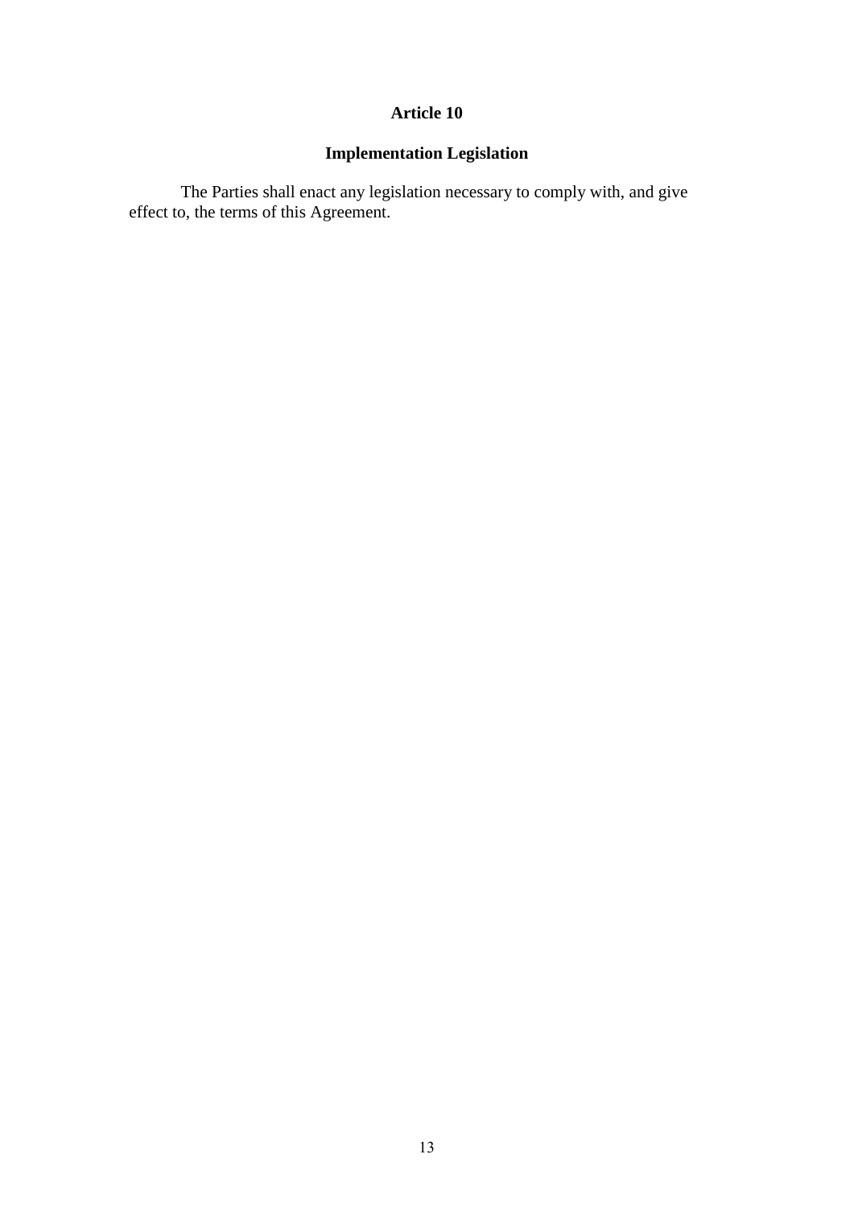## Article 10

### Implementation Legislation

The Parties shall enact any legislation necessary to comply with, and give effect to, the terms of this Agreement.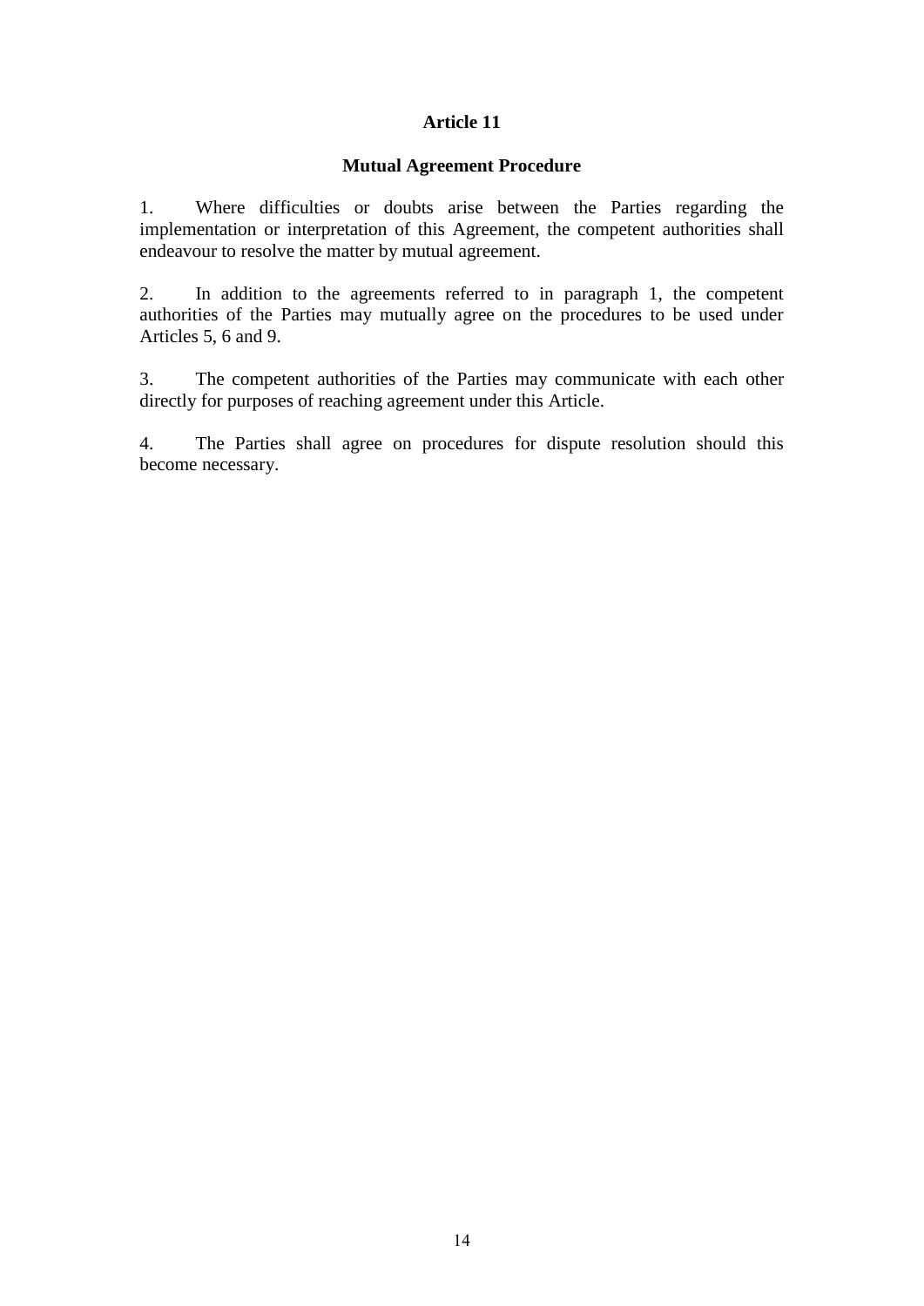## Article 11

### Mutual Agreement Procedure

1. Where difficulties or doubts arise between the Parties regarding the implementation or interpretation of this Agreement, the competent authorities shall endeavour to resolve the matter by mutual agreement.

2. In addition to the agreements referred to in paragraph 1, the competent authorities of the Parties may mutually agree on the procedures to be used under Articles 5, 6 and 9.

3. The competent authorities of the Parties may communicate with each other directly for purposes of reaching agreement under this Article.

4. The Parties shall agree on procedures for dispute resolution should this become necessary.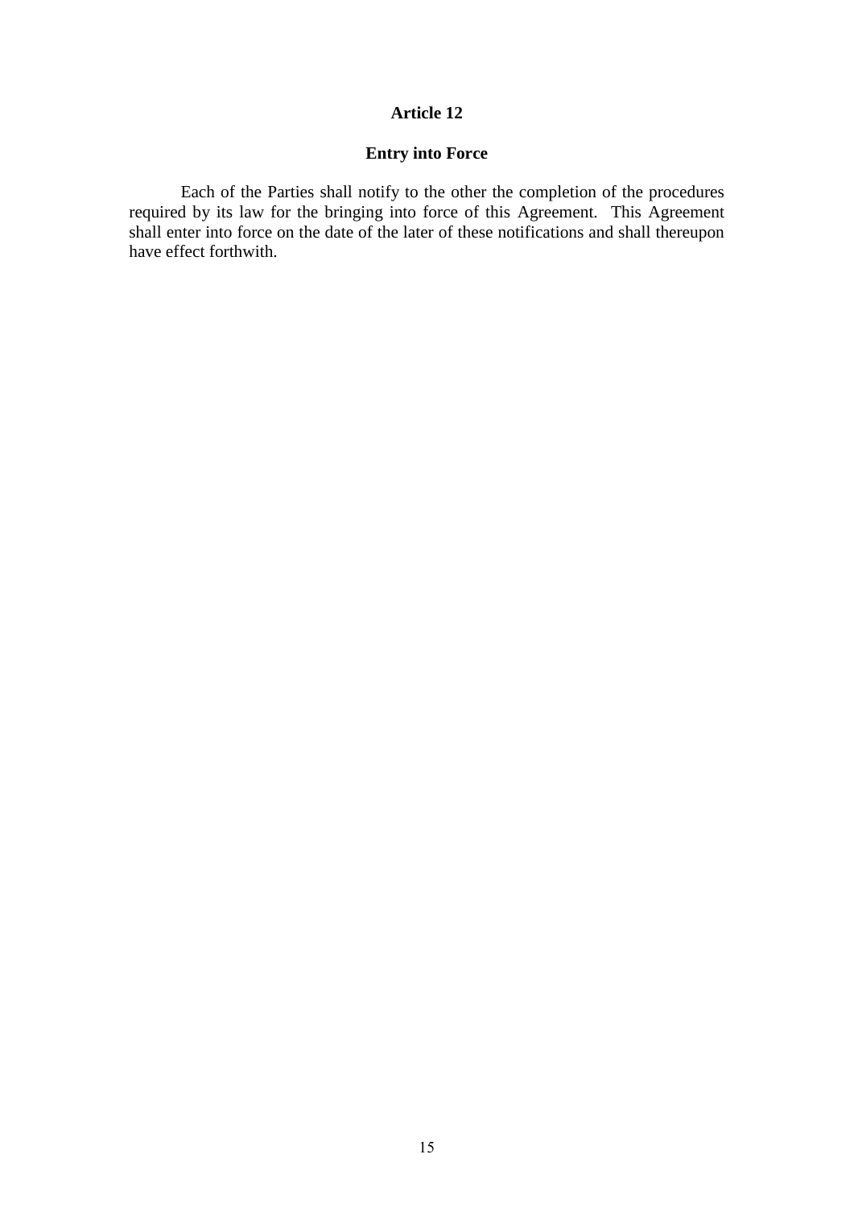## Article 12

### Entry into Force

Each of the Parties shall notify to the other the completion of the procedures required by its law for the bringing into force of this Agreement. This Agreement shall enter into force on the date of the later of these notifications and shall thereupon have effect forthwith.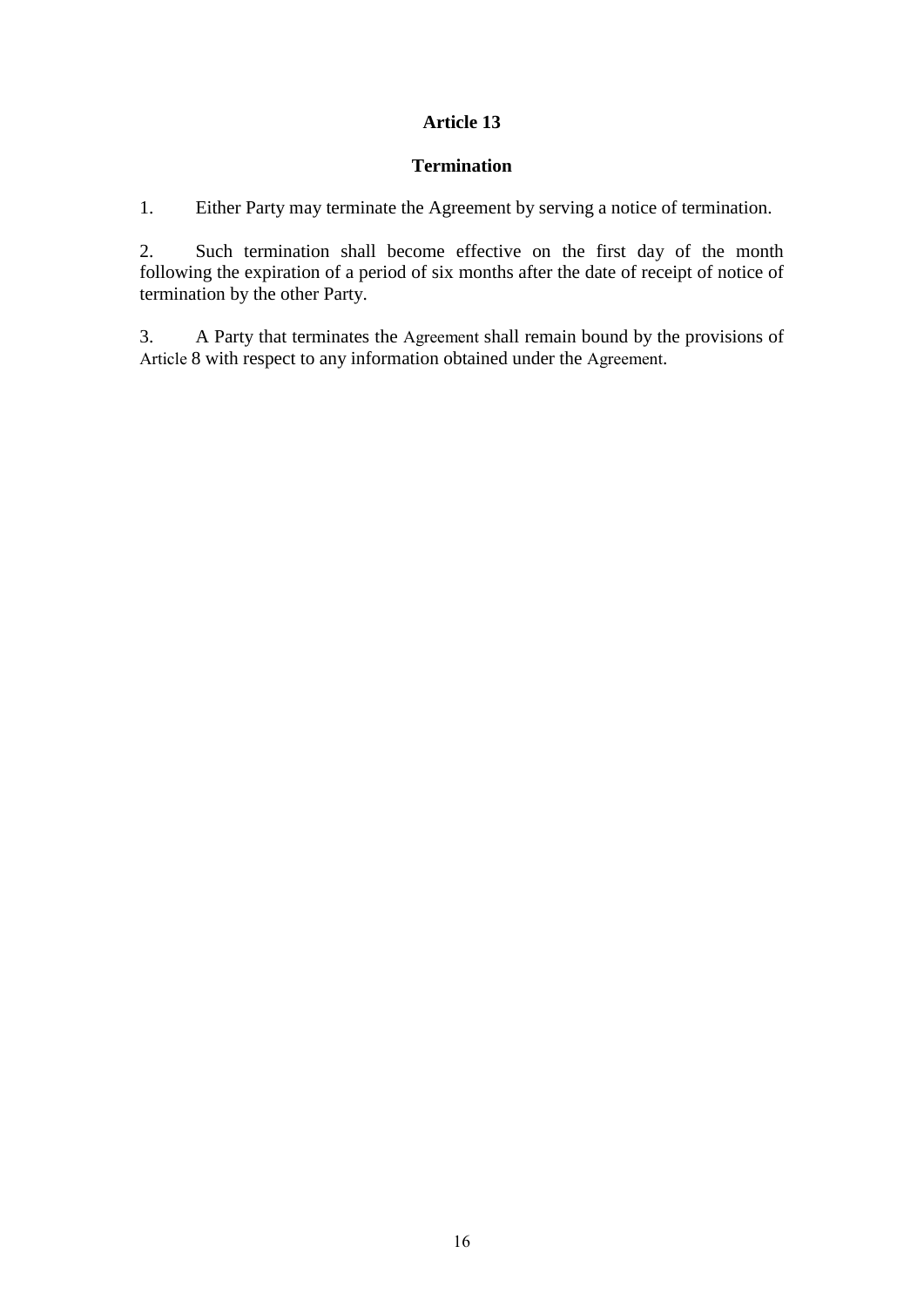## Article 13

### Termination

1. Either Party may terminate the Agreement by serving a notice of termination.

2. Such termination shall become effective on the first day of the month following the expiration of a period of six months after the date of receipt of notice of termination by the other Party.

3. A Party that terminates the Agreement shall remain bound by the provisions of Article 8 with respect to any information obtained under the Agreement.